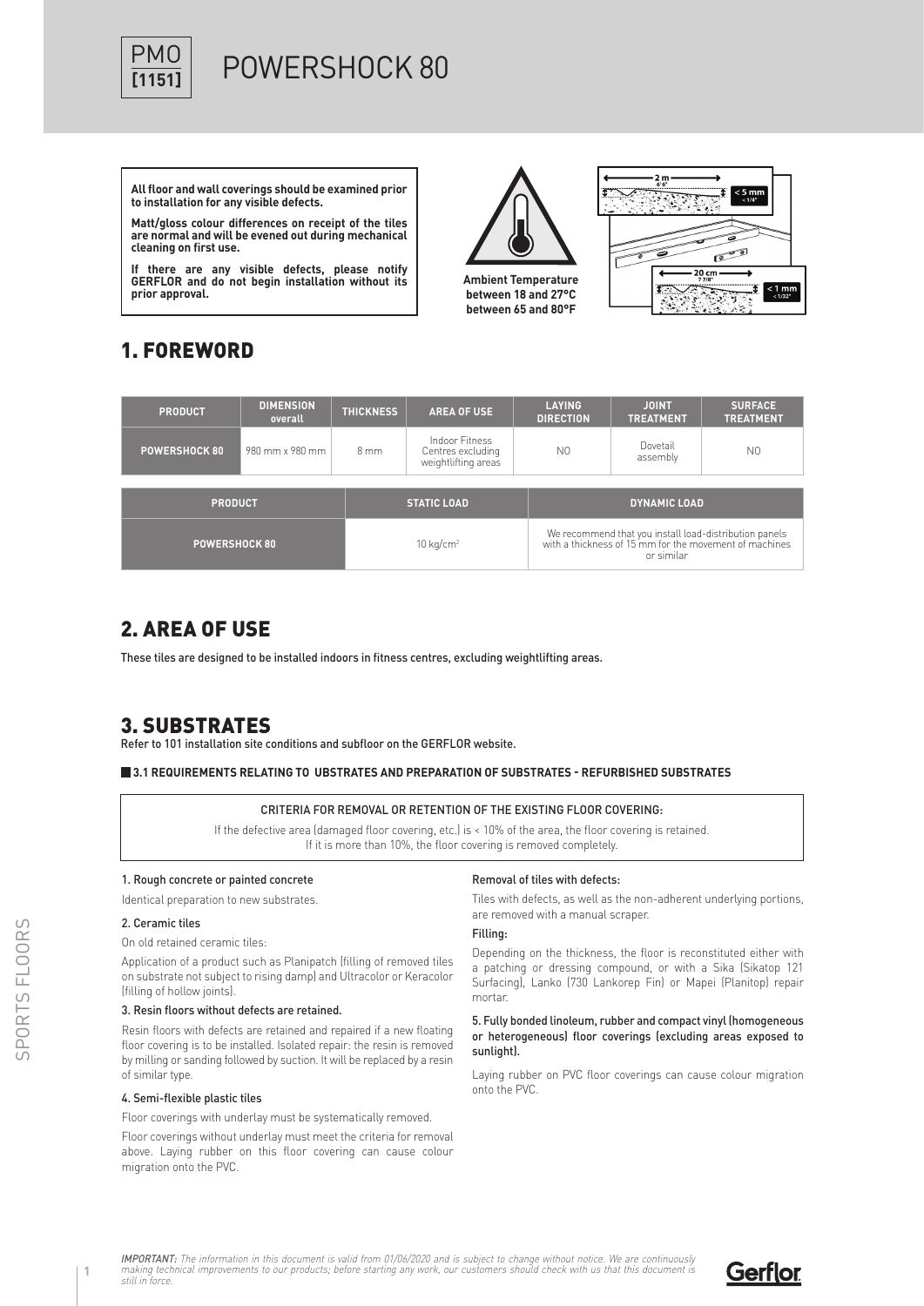PMO
**[1151]**

# POWERSHOCK 80

**All floor and wall coverings should be examined prior to installation for any visible defects.**

**Matt/gloss colour differences on receipt of the tiles are normal and will be evened out during mechanical cleaning on first use.**

**If there are any visible defects, please notify GERFLOR and do not begin installation without its prior approval.**

**Ambient Temperature between 18 and 27°C between 65 and 80°F**

2 m 6'6" — < 5 mm < 1/4"

20 cm 7 7/8" — < 1 mm < 1/32"

## 1. FOREWORD

| PRODUCT | DIMENSION overall | THICKNESS | AREA OF USE | LAYING DIRECTION | JOINT TREATMENT | SURFACE TREATMENT |
|---|---|---|---|---|---|---|
| POWERSHOCK 80 | 980 mm x 980 mm | 8 mm | Indoor Fitness Centres excluding weightlifting areas | NO | Dovetail assembly | NO |

| PRODUCT | STATIC LOAD | DYNAMIC LOAD |
|---|---|---|
| POWERSHOCK 80 | 10 kg/cm² | We recommend that you install load-distribution panels with a thickness of 15 mm for the movement of machines or similar |

## 2. AREA OF USE

These tiles are designed to be installed indoors in fitness centres, excluding weightlifting areas.

## 3. SUBSTRATES

Refer to 101 installation site conditions and subfloor on the GERFLOR website.

### 3.1 REQUIREMENTS RELATING TO UBSTRATES AND PREPARATION OF SUBSTRATES - REFURBISHED SUBSTRATES

CRITERIA FOR REMOVAL OR RETENTION OF THE EXISTING FLOOR COVERING:

If the defective area (damaged floor covering, etc.) is < 10% of the area, the floor covering is retained.
If it is more than 10%, the floor covering is removed completely.

1. Rough concrete or painted concrete

Identical preparation to new substrates.

2. Ceramic tiles

On old retained ceramic tiles:

Application of a product such as Planipatch (filling of removed tiles on substrate not subject to rising damp) and Ultracolor or Keracolor (filling of hollow joints).

3. Resin floors without defects are retained.

Resin floors with defects are retained and repaired if a new floating floor covering is to be installed. Isolated repair: the resin is removed by milling or sanding followed by suction. It will be replaced by a resin of similar type.

4. Semi-flexible plastic tiles

Floor coverings with underlay must be systematically removed.

Floor coverings without underlay must meet the criteria for removal above. Laying rubber on this floor covering can cause colour migration onto the PVC.

Removal of tiles with defects:

Tiles with defects, as well as the non-adherent underlying portions, are removed with a manual scraper.

Filling:

Depending on the thickness, the floor is reconstituted either with a patching or dressing compound, or with a Sika (Sikatop 121 Surfacing), Lanko (730 Lankorep Fin) or Mapei (Planitop) repair mortar.

5. Fully bonded linoleum, rubber and compact vinyl (homogeneous or heterogeneous) floor coverings (excluding areas exposed to sunlight).

Laying rubber on PVC floor coverings can cause colour migration onto the PVC.

*IMPORTANT: The information in this document is valid from 01/06/2020 and is subject to change without notice. We are continuously making technical improvements to our products; before starting any work, our customers should check with us that this document is still in force.*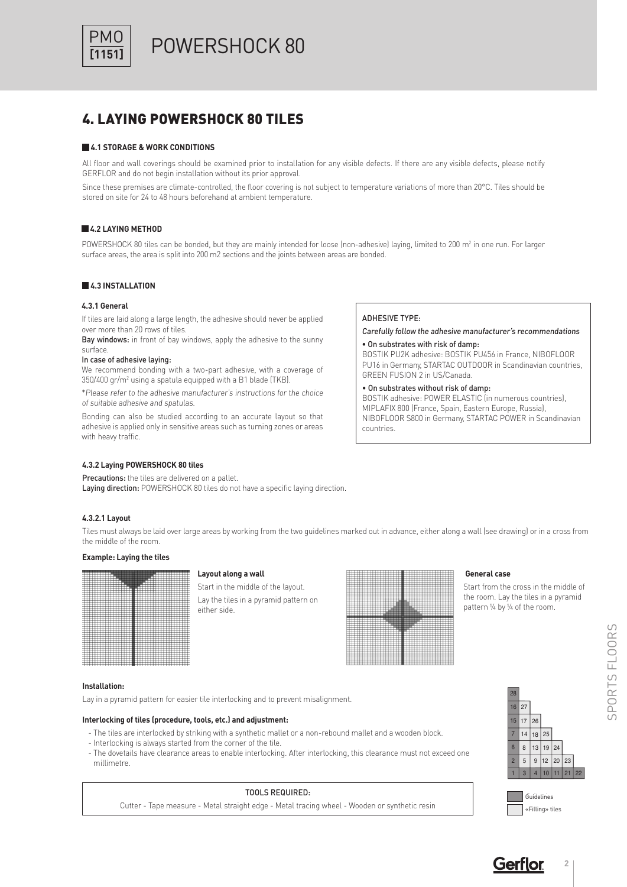# 4. LAYING POWERSHOCK 80 TILES

## 4.1 STORAGE & WORK CONDITIONS

All floor and wall coverings should be examined prior to installation for any visible defects. If there are any visible defects, please notify GERFLOR and do not begin installation without its prior approval.

Since these premises are climate-controlled, the floor covering is not subject to temperature variations of more than 20°C. Tiles should be stored on site for 24 to 48 hours beforehand at ambient temperature.

## 4.2 LAYING METHOD

POWERSHOCK 80 tiles can be bonded, but they are mainly intended for loose (non-adhesive) laying, limited to 200 m$^2$ in one run. For larger surface areas, the area is split into 200 m2 sections and the joints between areas are bonded.

## 4.3 INSTALLATION

### 4.3.1 General

If tiles are laid along a large length, the adhesive should never be applied over more than 20 rows of tiles.

**Bay windows:** in front of bay windows, apply the adhesive to the sunny surface.

**In case of adhesive laying:**

We recommend bonding with a two-part adhesive, with a coverage of 350/400 gr/m$^2$ using a spatula equipped with a B1 blade (TKB).

**Please refer to the adhesive manufacturer's instructions for the choice of suitable adhesive and spatulas.*

Bonding can also be studied according to an accurate layout so that adhesive is applied only in sensitive areas such as turning zones or areas with heavy traffic.

ADHESIVE TYPE:

*Carefully follow the adhesive manufacturer's recommendations*

- On substrates with risk of damp:
  BOSTIK PU2K adhesive: BOSTIK PU456 in France, NIBOFLOOR PU16 in Germany, STARTAC OUTDOOR in Scandinavian countries, GREEN FUSION 2 in US/Canada.
- On substrates without risk of damp:
  BOSTIK adhesive: POWER ELASTIC (in numerous countries), MIPLAFIX 800 (France, Spain, Eastern Europe, Russia), NIBOFLOOR S800 in Germany, STARTAC POWER in Scandinavian countries.

### 4.3.2 Laying POWERSHOCK 80 tiles

**Precautions:** the tiles are delivered on a pallet.
**Laying direction:** POWERSHOCK 80 tiles do not have a specific laying direction.

#### 4.3.2.1 Layout

Tiles must always be laid over large areas by working from the two guidelines marked out in advance, either along a wall (see drawing) or in a cross from the middle of the room.

**Example: Laying the tiles**

**Layout along a wall**

Start in the middle of the layout.
Lay the tiles in a pyramid pattern on either side.

**General case**

Start from the cross in the middle of the room. Lay the tiles in a pyramid pattern ¼ by ¼ of the room.

**Installation:**

Lay in a pyramid pattern for easier tile interlocking and to prevent misalignment.

**Interlocking of tiles (procedure, tools, etc.) and adjustment:**

- The tiles are interlocked by striking with a synthetic mallet or a non-rebound mallet and a wooden block.
- Interlocking is always started from the corner of the tile.
- The dovetails have clearance areas to enable interlocking. After interlocking, this clearance must not exceed one millimetre.

| 28 | | | | | | |
|---|---|---|---|---|---|---|
| 16 | 27 | | | | | |
| 15 | 17 | 26 | | | | |
| 7 | 14 | 18 | 25 | | | |
| 6 | 8 | 13 | 19 | 24 | | |
| 2 | 5 | 9 | 12 | 20 | 23 | |
| 1 | 3 | 4 | 10 | 11 | 21 | 22 |

Guidelines
«Filling» tiles

TOOLS REQUIRED:
Cutter - Tape measure - Metal straight edge - Metal tracing wheel - Wooden or synthetic resin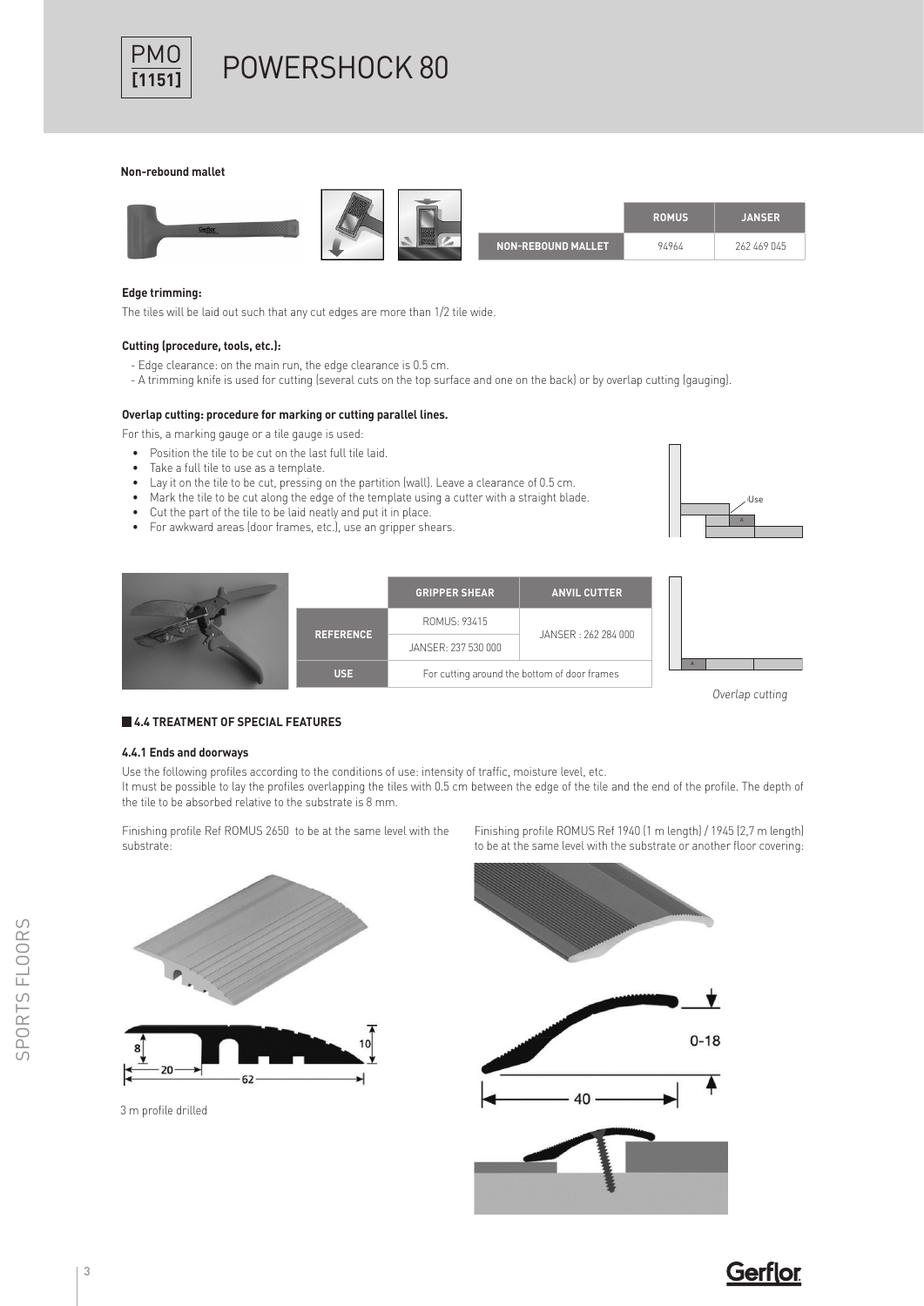# POWERSHOCK 80

**Non-rebound mallet**

| | ROMUS | JANSER |
|---|---|---|
| NON-REBOUND MALLET | 94964 | 262 469 045 |

**Edge trimming:**

The tiles will be laid out such that any cut edges are more than 1/2 tile wide.

**Cutting (procedure, tools, etc.):**

- Edge clearance: on the main run, the edge clearance is 0.5 cm.
- A trimming knife is used for cutting (several cuts on the top surface and one on the back) or by overlap cutting (gauging).

**Overlap cutting: procedure for marking or cutting parallel lines.**

For this, a marking gauge or a tile gauge is used:

- Position the tile to be cut on the last full tile laid.
- Take a full tile to use as a template.
- Lay it on the tile to be cut, pressing on the partition (wall). Leave a clearance of 0.5 cm.
- Mark the tile to be cut along the edge of the template using a cutter with a straight blade.
- Cut the part of the tile to be laid neatly and put it in place.
- For awkward areas (door frames, etc.), use an gripper shears.

| | GRIPPER SHEAR | ANVIL CUTTER |
|---|---|---|
| REFERENCE | ROMUS: 93415 | JANSER : 262 284 000 |
| | JANSER: 237 530 000 | |
| USE | For cutting around the bottom of door frames | |

*Overlap cutting*

## 4.4 TREATMENT OF SPECIAL FEATURES

### 4.4.1 Ends and doorways

Use the following profiles according to the conditions of use: intensity of traffic, moisture level, etc.

It must be possible to lay the profiles overlapping the tiles with 0.5 cm between the edge of the tile and the end of the profile. The depth of the tile to be absorbed relative to the substrate is 8 mm.

Finishing profile Ref ROMUS 2650 to be at the same level with the substrate:

3 m profile drilled

Finishing profile ROMUS Ref 1940 (1 m length) / 1945 (2,7 m length) to be at the same level with the substrate or another floor covering: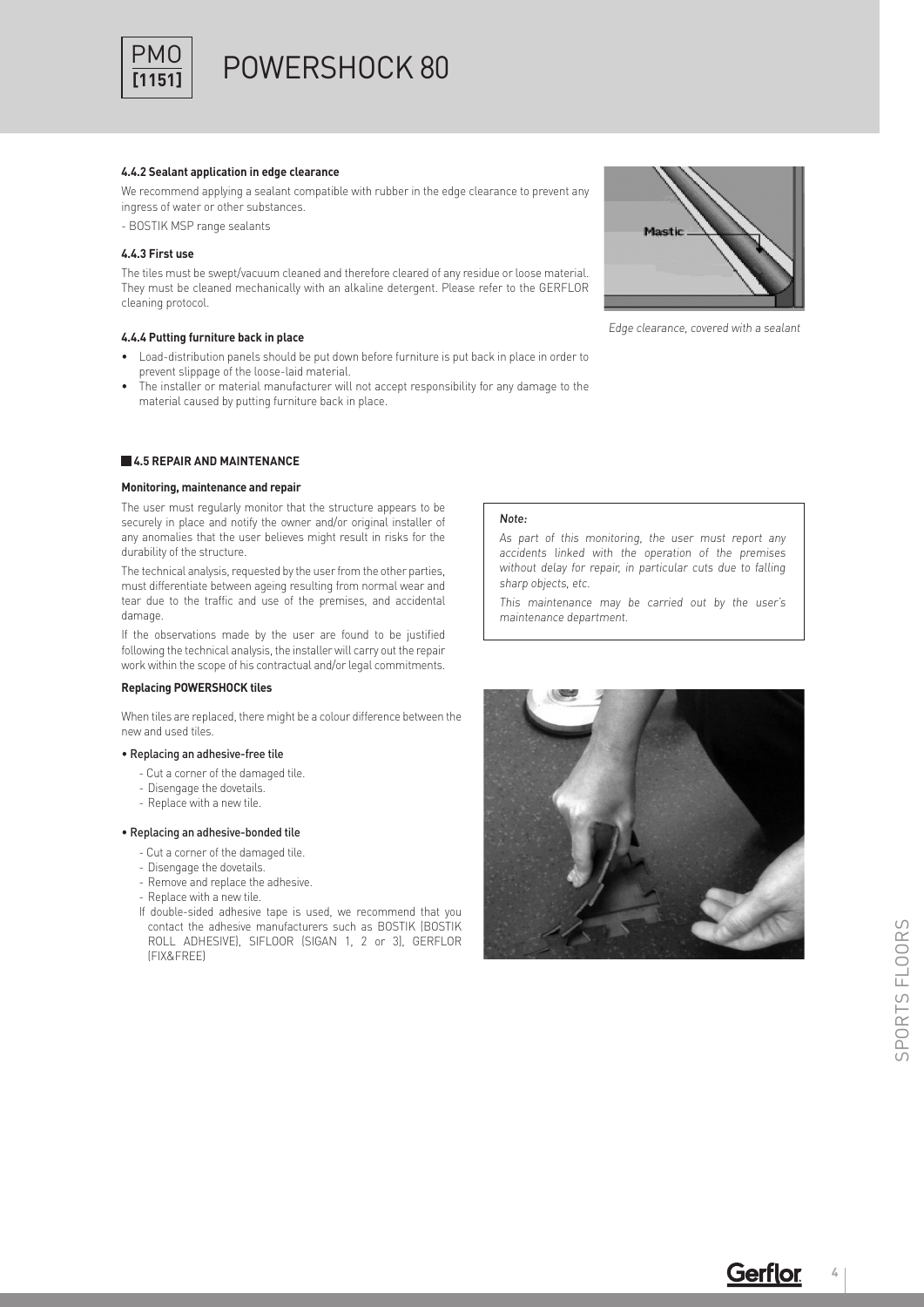#### 4.4.2 Sealant application in edge clearance

We recommend applying a sealant compatible with rubber in the edge clearance to prevent any ingress of water or other substances.

- BOSTIK MSP range sealants

*Edge clearance, covered with a sealant*

#### 4.4.3 First use

The tiles must be swept/vacuum cleaned and therefore cleared of any residue or loose material. They must be cleaned mechanically with an alkaline detergent. Please refer to the GERFLOR cleaning protocol.

#### 4.4.4 Putting furniture back in place

- Load-distribution panels should be put down before furniture is put back in place in order to prevent slippage of the loose-laid material.
- The installer or material manufacturer will not accept responsibility for any damage to the material caused by putting furniture back in place.

### 4.5 REPAIR AND MAINTENANCE

#### Monitoring, maintenance and repair

The user must regularly monitor that the structure appears to be securely in place and notify the owner and/or original installer of any anomalies that the user believes might result in risks for the durability of the structure.

The technical analysis, requested by the user from the other parties, must differentiate between ageing resulting from normal wear and tear due to the traffic and use of the premises, and accidental damage.

If the observations made by the user are found to be justified following the technical analysis, the installer will carry out the repair work within the scope of his contractual and/or legal commitments.

*Note:*

*As part of this monitoring, the user must report any accidents linked with the operation of the premises without delay for repair, in particular cuts due to falling sharp objects, etc.*

*This maintenance may be carried out by the user's maintenance department.*

#### Replacing POWERSHOCK tiles

When tiles are replaced, there might be a colour difference between the new and used tiles.

• Replacing an adhesive-free tile

- Cut a corner of the damaged tile.
- Disengage the dovetails.
- Replace with a new tile.

• Replacing an adhesive-bonded tile

- Cut a corner of the damaged tile.
- Disengage the dovetails.
- Remove and replace the adhesive.
- Replace with a new tile.

If double-sided adhesive tape is used, we recommend that you contact the adhesive manufacturers such as BOSTIK (BOSTIK ROLL ADHESIVE), SIFLOOR (SIGAN 1, 2 or 3), GERFLOR (FIX&FREE)